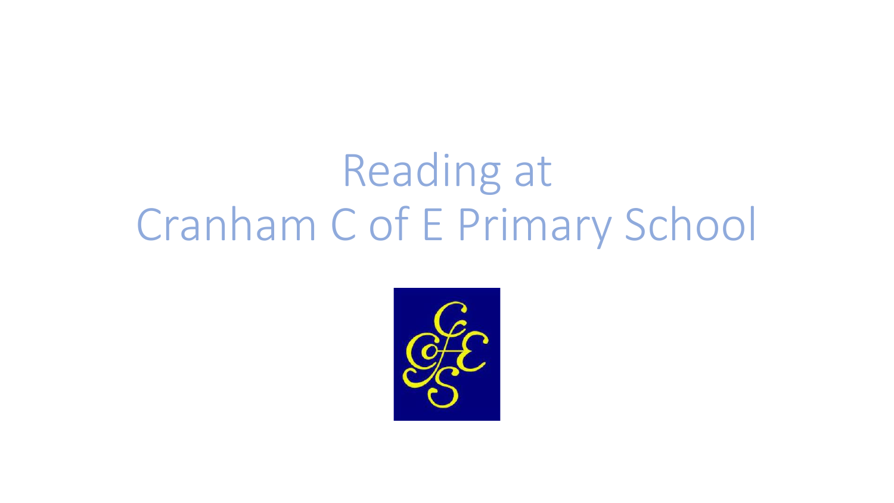# Reading at Cranham C of E Primary School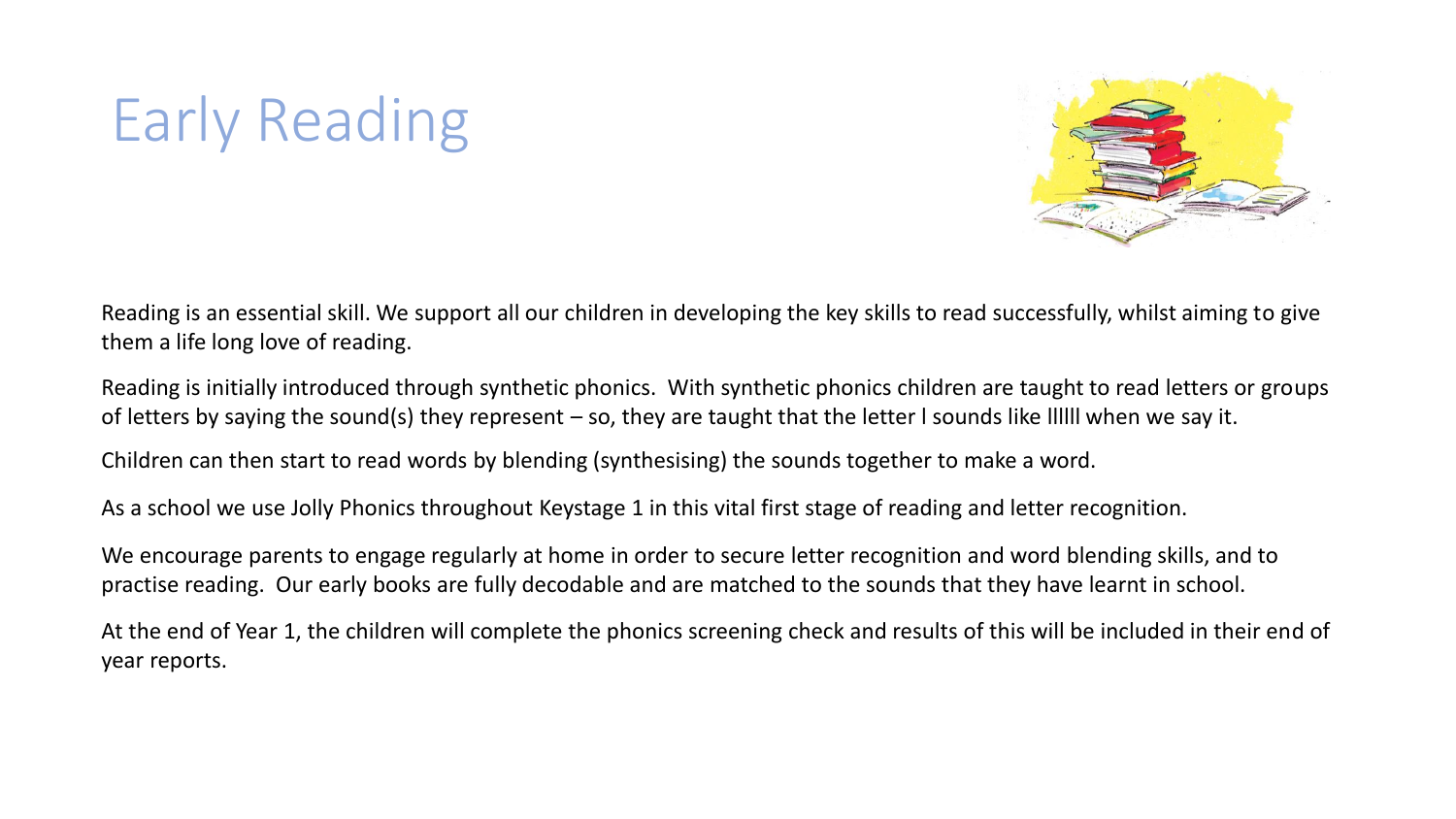# Early Reading

Reading is an essential skill. We support all our children in developing the key skills to read successfully, whilst aiming to give them a life long love of reading.

Reading is initially introduced through synthetic phonics. With synthetic phonics children are taught to read letters or groups of letters by saying the sound(s) they represent – so, they are taught that the letter l sounds like llllll when we say it.

Children can then start to read words by blending (synthesising) the sounds together to make a word.

As a school we use Jolly Phonics throughout Keystage 1 in this vital first stage of reading and letter recognition.

We encourage parents to engage regularly at home in order to secure letter recognition and word blending skills, and to practise reading. Our early books are fully decodable and are matched to the sounds that they have learnt in school.

At the end of Year 1, the children will complete the phonics screening check and results of this will be included in their end of year reports.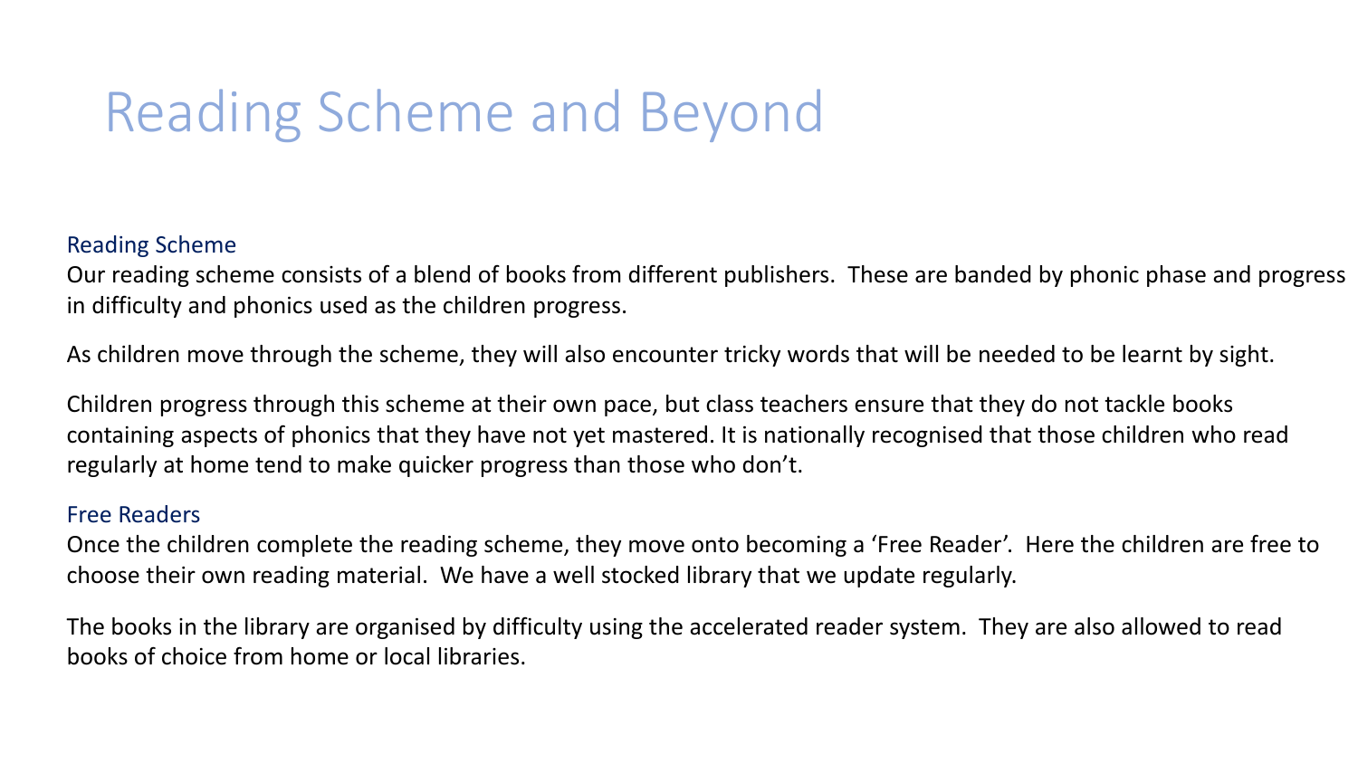# Reading Scheme and Beyond

## Reading Scheme

Our reading scheme consists of a blend of books from different publishers.  These are banded by phonic phase and progress in difficulty and phonics used as the children progress.

As children move through the scheme, they will also encounter tricky words that will be needed to be learnt by sight.

Children progress through this scheme at their own pace, but class teachers ensure that they do not tackle books containing aspects of phonics that they have not yet mastered. It is nationally recognised that those children who read regularly at home tend to make quicker progress than those who don't.

## Free Readers

Once the children complete the reading scheme, they move onto becoming a 'Free Reader'.  Here the children are free to choose their own reading material.  We have a well stocked library that we update regularly.

The books in the library are organised by difficulty using the accelerated reader system.  They are also allowed to read books of choice from home or local libraries.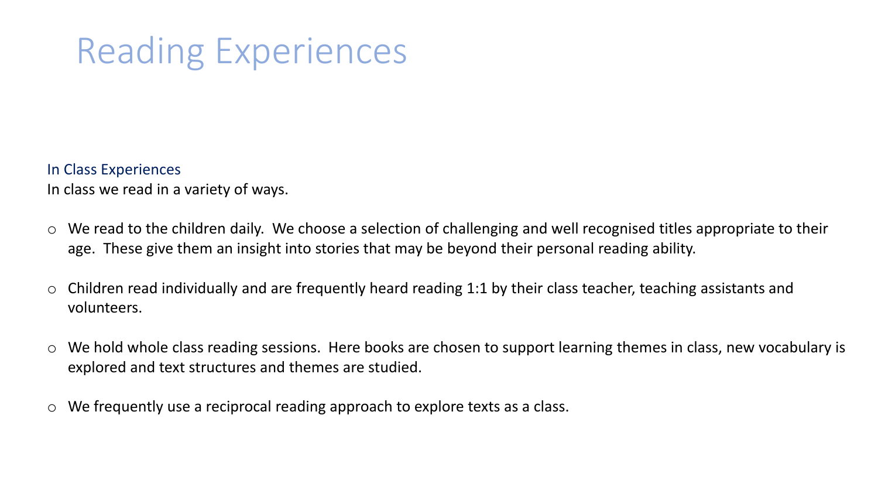# Reading Experiences

## In Class Experiences

In class we read in a variety of ways.

- We read to the children daily. We choose a selection of challenging and well recognised titles appropriate to their age. These give them an insight into stories that may be beyond their personal reading ability.

- Children read individually and are frequently heard reading 1:1 by their class teacher, teaching assistants and volunteers.

- We hold whole class reading sessions. Here books are chosen to support learning themes in class, new vocabulary is explored and text structures and themes are studied.

- We frequently use a reciprocal reading approach to explore texts as a class.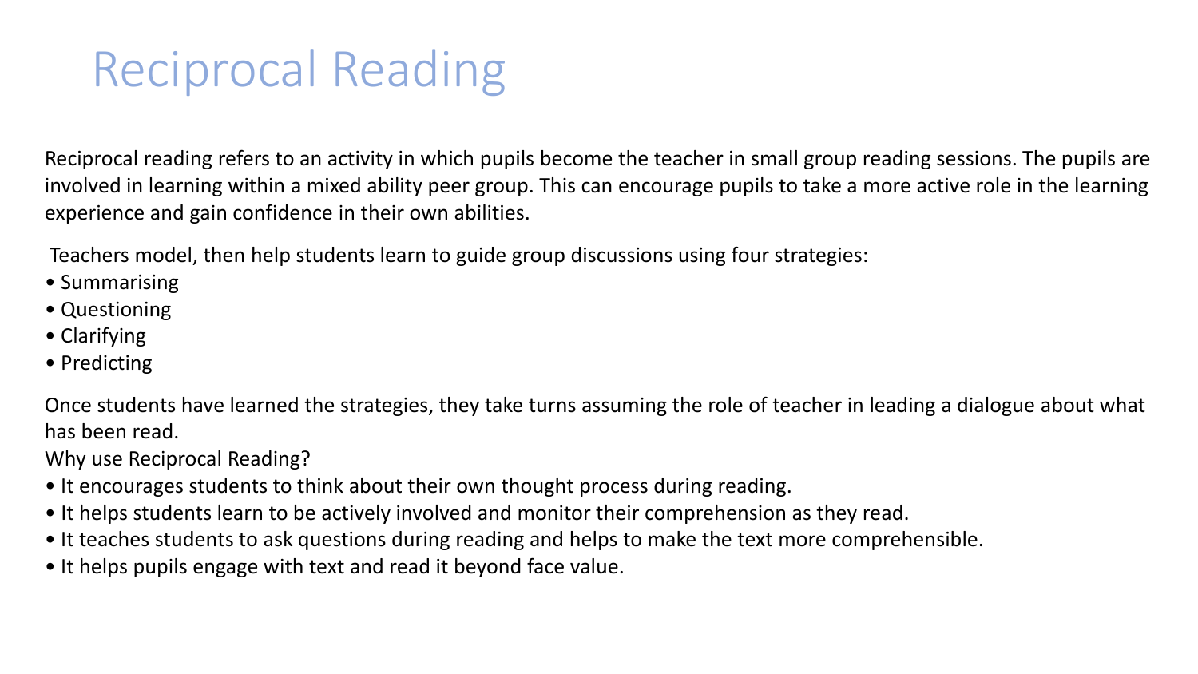# Reciprocal Reading

Reciprocal reading refers to an activity in which pupils become the teacher in small group reading sessions. The pupils are involved in learning within a mixed ability peer group. This can encourage pupils to take a more active role in the learning experience and gain confidence in their own abilities.

Teachers model, then help students learn to guide group discussions using four strategies:

- Summarising
- Questioning
- Clarifying
- Predicting

Once students have learned the strategies, they take turns assuming the role of teacher in leading a dialogue about what has been read.

Why use Reciprocal Reading?

- It encourages students to think about their own thought process during reading.
- It helps students learn to be actively involved and monitor their comprehension as they read.
- It teaches students to ask questions during reading and helps to make the text more comprehensible.
- It helps pupils engage with text and read it beyond face value.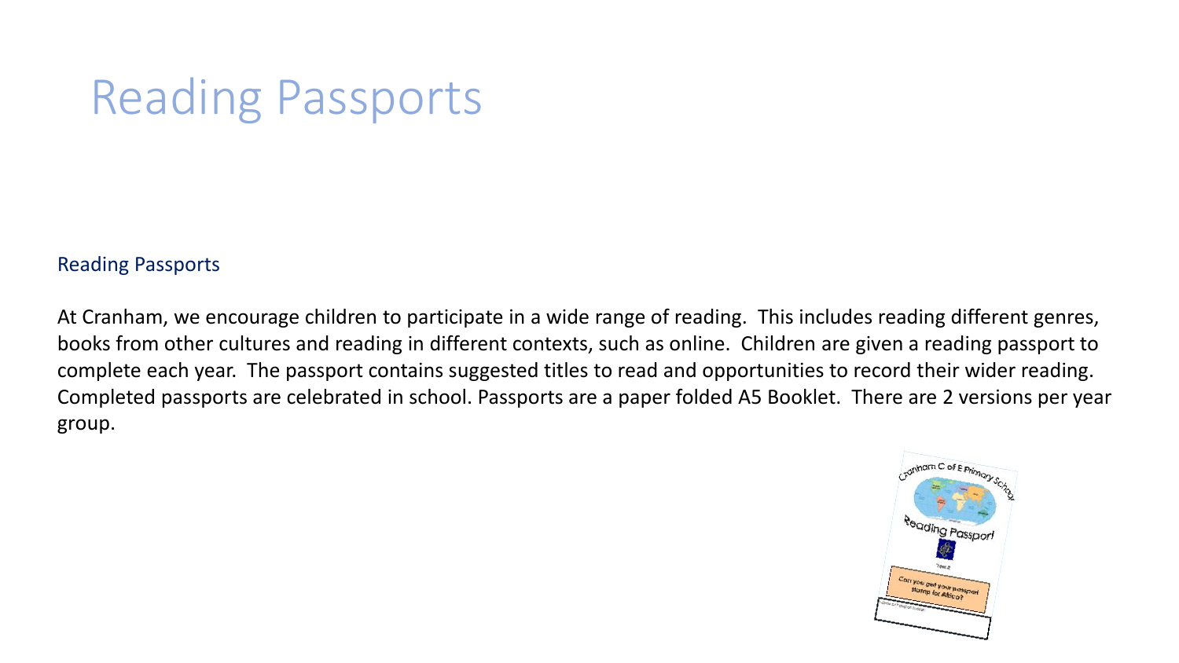# Reading Passports

## Reading Passports

At Cranham, we encourage children to participate in a wide range of reading. This includes reading different genres, books from other cultures and reading in different contexts, such as online. Children are given a reading passport to complete each year. The passport contains suggested titles to read and opportunities to record their wider reading. Completed passports are celebrated in school. Passports are a paper folded A5 Booklet. There are 2 versions per year group.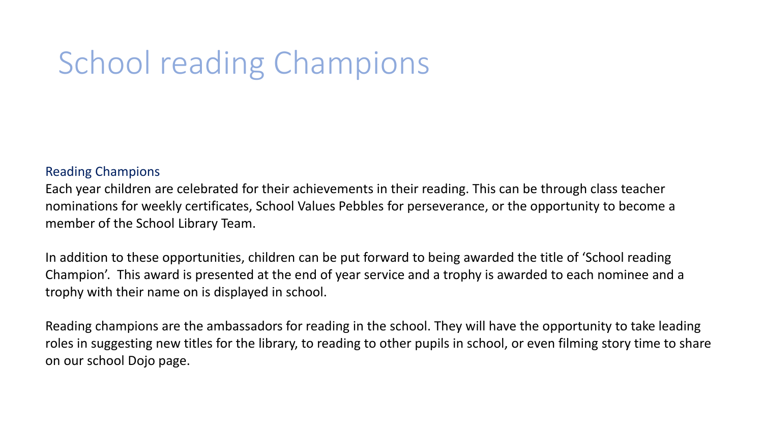# School reading Champions

## Reading Champions

Each year children are celebrated for their achievements in their reading. This can be through class teacher nominations for weekly certificates, School Values Pebbles for perseverance, or the opportunity to become a member of the School Library Team.

In addition to these opportunities, children can be put forward to being awarded the title of 'School reading Champion'. This award is presented at the end of year service and a trophy is awarded to each nominee and a trophy with their name on is displayed in school.

Reading champions are the ambassadors for reading in the school. They will have the opportunity to take leading roles in suggesting new titles for the library, to reading to other pupils in school, or even filming story time to share on our school Dojo page.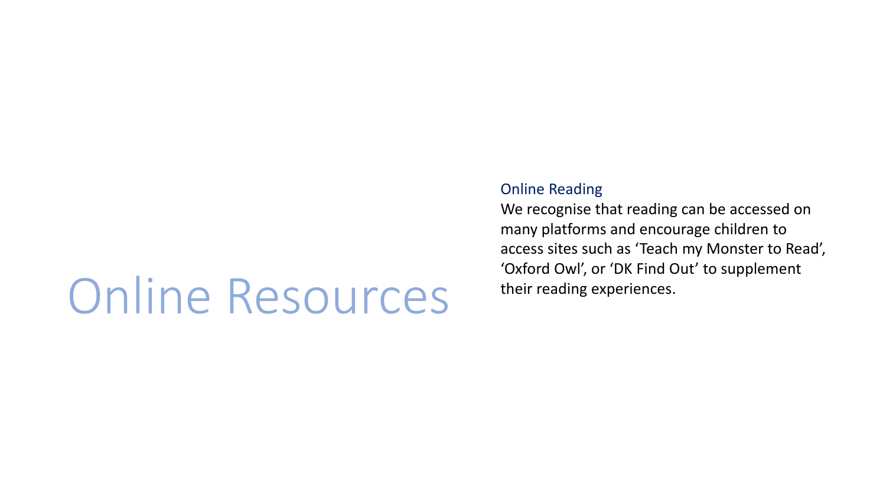# Online Resources

## Online Reading

We recognise that reading can be accessed on many platforms and encourage children to access sites such as ‘Teach my Monster to Read’, ‘Oxford Owl’, or ‘DK Find Out’ to supplement their reading experiences.